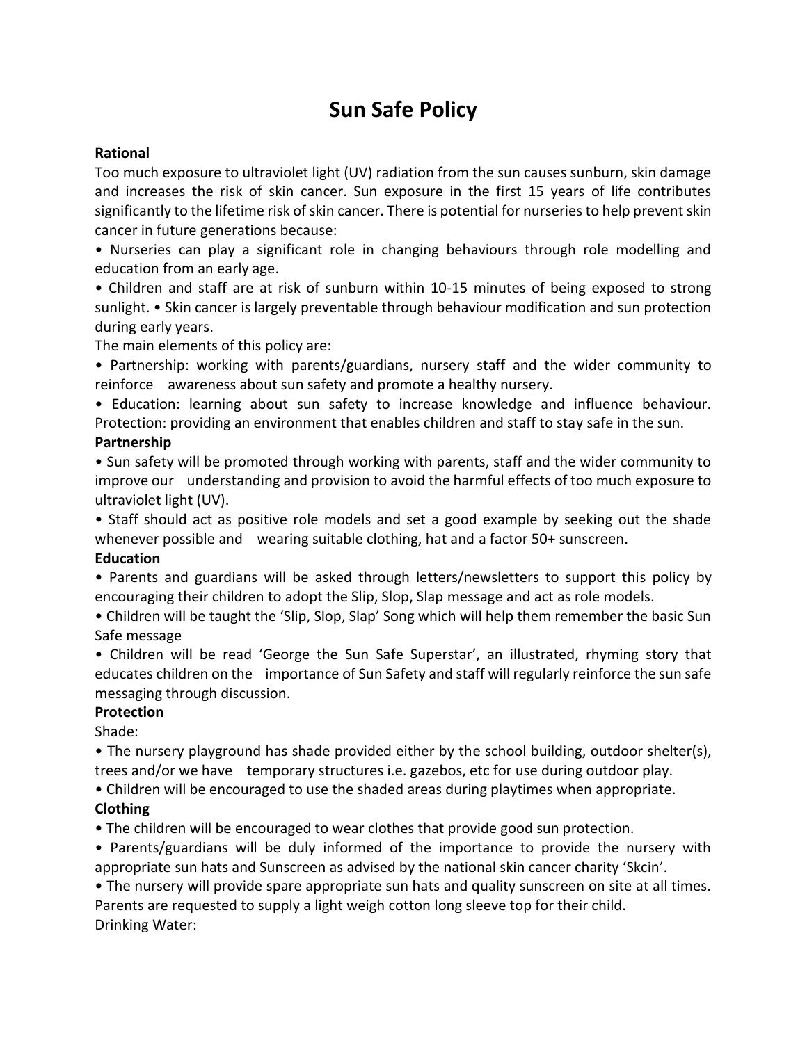# Sun Safe Policy

**Rational**

Too much exposure to ultraviolet light (UV) radiation from the sun causes sunburn, skin damage and increases the risk of skin cancer. Sun exposure in the first 15 years of life contributes significantly to the lifetime risk of skin cancer. There is potential for nurseries to help prevent skin cancer in future generations because:

• Nurseries can play a significant role in changing behaviours through role modelling and education from an early age.

• Children and staff are at risk of sunburn within 10-15 minutes of being exposed to strong sunlight. • Skin cancer is largely preventable through behaviour modification and sun protection during early years.

The main elements of this policy are:

• Partnership: working with parents/guardians, nursery staff and the wider community to reinforce awareness about sun safety and promote a healthy nursery.

• Education: learning about sun safety to increase knowledge and influence behaviour. Protection: providing an environment that enables children and staff to stay safe in the sun.

**Partnership**

• Sun safety will be promoted through working with parents, staff and the wider community to improve our understanding and provision to avoid the harmful effects of too much exposure to ultraviolet light (UV).

• Staff should act as positive role models and set a good example by seeking out the shade whenever possible and wearing suitable clothing, hat and a factor 50+ sunscreen.

**Education**

• Parents and guardians will be asked through letters/newsletters to support this policy by encouraging their children to adopt the Slip, Slop, Slap message and act as role models.

• Children will be taught the 'Slip, Slop, Slap' Song which will help them remember the basic Sun Safe message

• Children will be read 'George the Sun Safe Superstar', an illustrated, rhyming story that educates children on the importance of Sun Safety and staff will regularly reinforce the sun safe messaging through discussion.

**Protection**

Shade:

• The nursery playground has shade provided either by the school building, outdoor shelter(s), trees and/or we have temporary structures i.e. gazebos, etc for use during outdoor play.

• Children will be encouraged to use the shaded areas during playtimes when appropriate.

**Clothing**

• The children will be encouraged to wear clothes that provide good sun protection.

• Parents/guardians will be duly informed of the importance to provide the nursery with appropriate sun hats and Sunscreen as advised by the national skin cancer charity 'Skcin'.

• The nursery will provide spare appropriate sun hats and quality sunscreen on site at all times. Parents are requested to supply a light weigh cotton long sleeve top for their child.

Drinking Water: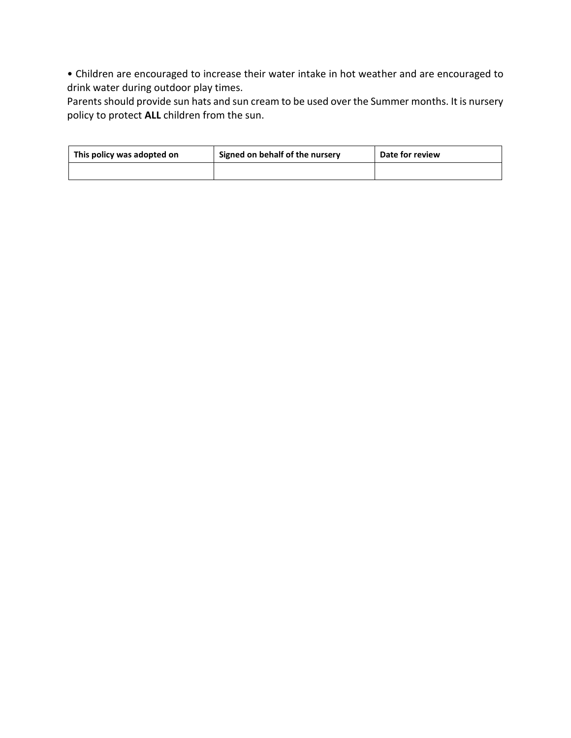• Children are encouraged to increase their water intake in hot weather and are encouraged to drink water during outdoor play times.

Parents should provide sun hats and sun cream to be used over the Summer months. It is nursery policy to protect **ALL** children from the sun.

| This policy was adopted on | Signed on behalf of the nursery | Date for review |
|---|---|---|
| | | |